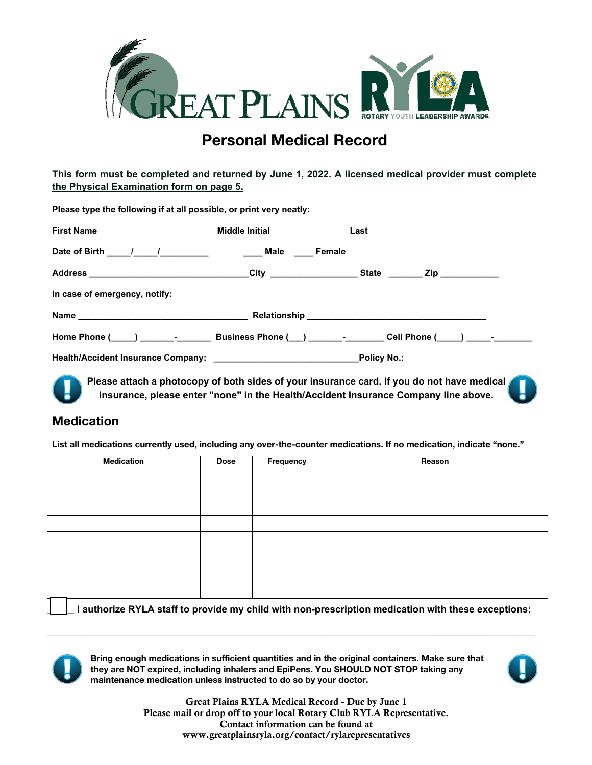# Personal Medical Record

**This form must be completed and returned by June 1, 2022. A licensed medical provider must complete the Physical Examination form on page 5.**

**Please type the following if at all possible, or print very neatly:**

**First Name** ______________________ **Middle Initial** ____________ **Last** ____________________________

**Date of Birth** _____/_____/__________ ____ **Male** ____ **Female**

**Address** ________________________________ **City** _________________ **State** _______ **Zip** ____________

**In case of emergency, notify:**

**Name** __________________________________ **Relationship** ____________________________________

**Home Phone** (_____) _______-_______ **Business Phone** (___) _______-________ **Cell Phone** (_____) _____-________

**Health/Accident Insurance Company:** _____________________________ **Policy No.:**

**Please attach a photocopy of both sides of your insurance card. If you do not have medical insurance, please enter "none" in the Health/Accident Insurance Company line above.**

## Medication

**List all medications currently used, including any over-the-counter medications. If no medication, indicate "none."**

| Medication | Dose | Frequency | Reason |
|---|---|---|---|
| | | | |
| | | | |
| | | | |
| | | | |
| | | | |
| | | | |
| | | | |
| | | | |

____ **I authorize RYLA staff to provide my child with non-prescription medication with these exceptions:**

______________________________________________________________________________________

**Bring enough medications in sufficient quantities and in the original containers. Make sure that they are NOT expired, including inhalers and EpiPens. You SHOULD NOT STOP taking any maintenance medication unless instructed to do so by your doctor.**

**Great Plains RYLA Medical Record - Due by June 1**
**Please mail or drop off to your local Rotary Club RYLA Representative.**
**Contact information can be found at**
**www.greatplainsryla.org/contact/rylarepresentatives**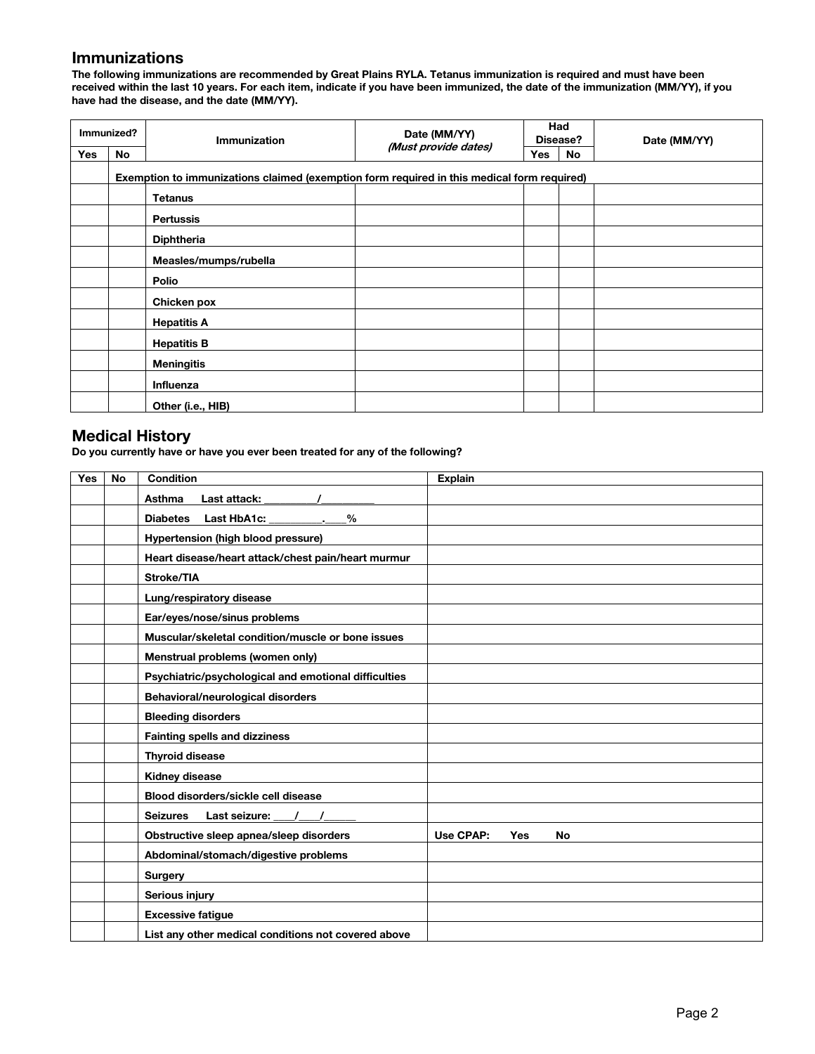## Immunizations

**The following immunizations are recommended by Great Plains RYLA. Tetanus immunization is required and must have been received within the last 10 years. For each item, indicate if you have been immunized, the date of the immunization (MM/YY), if you have had the disease, and the date (MM/YY).**

| Immunized? | | Immunization | Date (MM/YY) *(Must provide dates)* | Had Disease? | | Date (MM/YY) |
|---|---|---|---|---|---|---|
| Yes | No | | | Yes | No | |
| | Exemption to immunizations claimed (exemption form required in this medical form required) | | | | | |
| | | Tetanus | | | | |
| | | Pertussis | | | | |
| | | Diphtheria | | | | |
| | | Measles/mumps/rubella | | | | |
| | | Polio | | | | |
| | | Chicken pox | | | | |
| | | Hepatitis A | | | | |
| | | Hepatitis B | | | | |
| | | Meningitis | | | | |
| | | Influenza | | | | |
| | | Other (i.e., HIB) | | | | |

## Medical History

**Do you currently have or have you ever been treated for any of the following?**

| Yes | No | Condition | Explain |
|---|---|---|---|
| | | Asthma Last attack: _________/_________ | |
| | | Diabetes Last HbA1c: _________.____% | |
| | | Hypertension (high blood pressure) | |
| | | Heart disease/heart attack/chest pain/heart murmur | |
| | | Stroke/TIA | |
| | | Lung/respiratory disease | |
| | | Ear/eyes/nose/sinus problems | |
| | | Muscular/skeletal condition/muscle or bone issues | |
| | | Menstrual problems (women only) | |
| | | Psychiatric/psychological and emotional difficulties | |
| | | Behavioral/neurological disorders | |
| | | Bleeding disorders | |
| | | Fainting spells and dizziness | |
| | | Thyroid disease | |
| | | Kidney disease | |
| | | Blood disorders/sickle cell disease | |
| | | Seizures Last seizure: ____/____/_____ | |
| | | Obstructive sleep apnea/sleep disorders | Use CPAP: Yes No |
| | | Abdominal/stomach/digestive problems | |
| | | Surgery | |
| | | Serious injury | |
| | | Excessive fatigue | |
| | | List any other medical conditions not covered above | |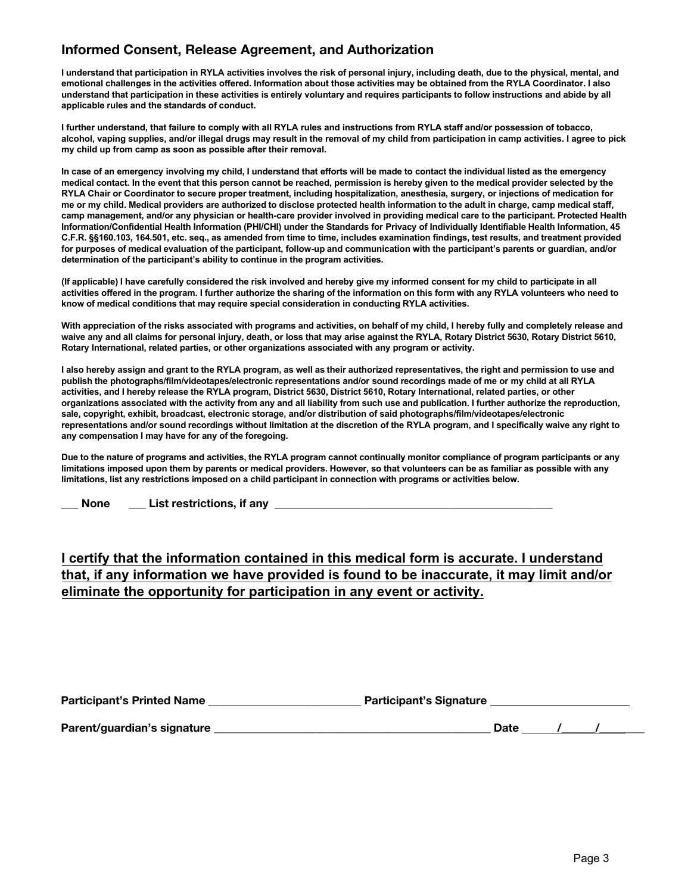## Informed Consent, Release Agreement, and Authorization

**I understand that participation in RYLA activities involves the risk of personal injury, including death, due to the physical, mental, and emotional challenges in the activities offered. Information about those activities may be obtained from the RYLA Coordinator. I also understand that participation in these activities is entirely voluntary and requires participants to follow instructions and abide by all applicable rules and the standards of conduct.**

**I further understand, that failure to comply with all RYLA rules and instructions from RYLA staff and/or possession of tobacco, alcohol, vaping supplies, and/or illegal drugs may result in the removal of my child from participation in camp activities. I agree to pick my child up from camp as soon as possible after their removal.**

**In case of an emergency involving my child, I understand that efforts will be made to contact the individual listed as the emergency medical contact. In the event that this person cannot be reached, permission is hereby given to the medical provider selected by the RYLA Chair or Coordinator to secure proper treatment, including hospitalization, anesthesia, surgery, or injections of medication for me or my child. Medical providers are authorized to disclose protected health information to the adult in charge, camp medical staff, camp management, and/or any physician or health-care provider involved in providing medical care to the participant. Protected Health Information/Confidential Health Information (PHI/CHI) under the Standards for Privacy of Individually Identifiable Health Information, 45 C.F.R. §§160.103, 164.501, etc. seq., as amended from time to time, includes examination findings, test results, and treatment provided for purposes of medical evaluation of the participant, follow-up and communication with the participant's parents or guardian, and/or determination of the participant's ability to continue in the program activities.**

**(If applicable) I have carefully considered the risk involved and hereby give my informed consent for my child to participate in all activities offered in the program. I further authorize the sharing of the information on this form with any RYLA volunteers who need to know of medical conditions that may require special consideration in conducting RYLA activities.**

**With appreciation of the risks associated with programs and activities, on behalf of my child, I hereby fully and completely release and waive any and all claims for personal injury, death, or loss that may arise against the RYLA, Rotary District 5630, Rotary District 5610, Rotary International, related parties, or other organizations associated with any program or activity.**

**I also hereby assign and grant to the RYLA program, as well as their authorized representatives, the right and permission to use and publish the photographs/film/videotapes/electronic representations and/or sound recordings made of me or my child at all RYLA activities, and I hereby release the RYLA program, District 5630, District 5610, Rotary International, related parties, or other organizations associated with the activity from any and all liability from such use and publication. I further authorize the reproduction, sale, copyright, exhibit, broadcast, electronic storage, and/or distribution of said photographs/film/videotapes/electronic representations and/or sound recordings without limitation at the discretion of the RYLA program, and I specifically waive any right to any compensation I may have for any of the foregoing.**

**Due to the nature of programs and activities, the RYLA program cannot continually monitor compliance of program participants or any limitations imposed upon them by parents or medical providers. However, so that volunteers can be as familiar as possible with any limitations, list any restrictions imposed on a child participant in connection with programs or activities below.**

**___ None ___ List restrictions, if any ______________________________________________**

**I certify that the information contained in this medical form is accurate. I understand that, if any information we have provided is found to be inaccurate, it may limit and/or eliminate the opportunity for participation in any event or activity.**

**Participant's Printed Name** ________________________ **Participant's Signature** ______________________

**Parent/guardian's signature** ____________________________________________ **Date** _____/_____/_______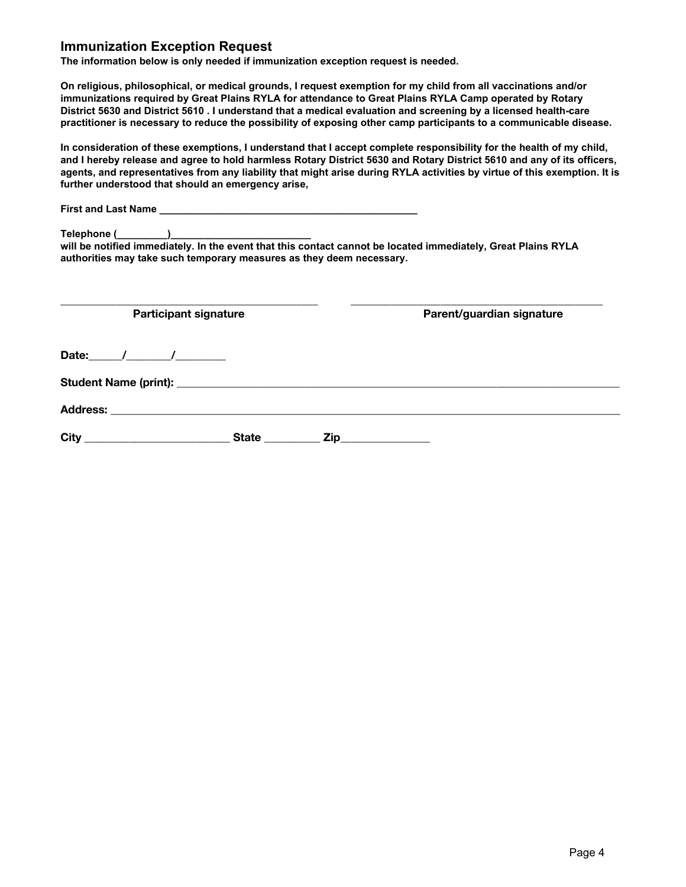## Immunization Exception Request

**The information below is only needed if immunization exception request is needed.**

**On religious, philosophical, or medical grounds, I request exemption for my child from all vaccinations and/or immunizations required by Great Plains RYLA for attendance to Great Plains RYLA Camp operated by Rotary District 5630 and District 5610 . I understand that a medical evaluation and screening by a licensed health-care practitioner is necessary to reduce the possibility of exposing other camp participants to a communicable disease.**

**In consideration of these exemptions, I understand that I accept complete responsibility for the health of my child, and I hereby release and agree to hold harmless Rotary District 5630 and Rotary District 5610 and any of its officers, agents, and representatives from any liability that might arise during RYLA activities by virtue of this exemption. It is further understood that should an emergency arise,**

**First and Last Name ______________________________________________**

**Telephone (_________)_________________________**
**will be notified immediately. In the event that this contact cannot be located immediately, Great Plains RYLA authorities may take such temporary measures as they deem necessary.**

_____________________________________________ _____________________________________________

**Participant signature** **Parent/guardian signature**

**Date:______/________/_________**

**Student Name (print):** ________________________________________________________________________________

**Address:** ________________________________________________________________________________________

**City** _________________________ **State** _________ **Zip**_______________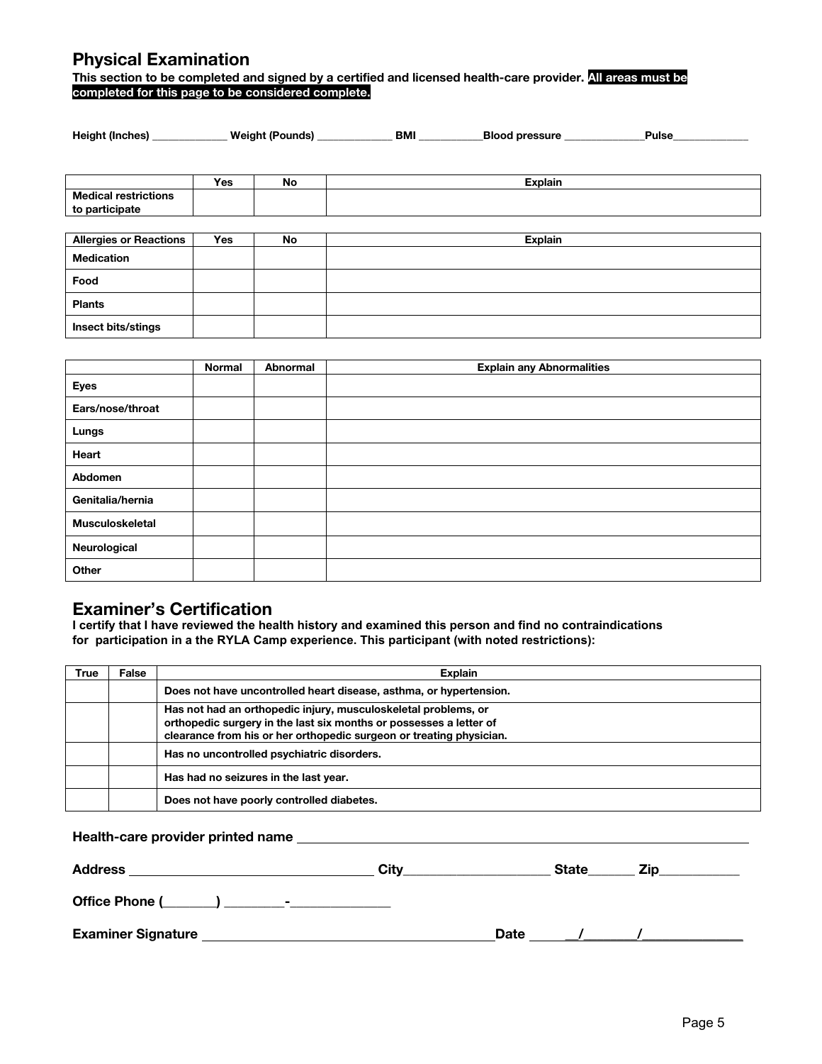## Physical Examination

**This section to be completed and signed by a certified and licensed health-care provider. All areas must be completed for this page to be considered complete.**

**Height (Inches)** ____________ **Weight (Pounds)** ____________ **BMI** __________ **Blood pressure** _____________ **Pulse** ____________

| | Yes | No | Explain |
|---|---|---|---|
| **Medical restrictions to participate** | | | |

| Allergies or Reactions | Yes | No | Explain |
|---|---|---|---|
| **Medication** | | | |
| **Food** | | | |
| **Plants** | | | |
| **Insect bits/stings** | | | |

| | Normal | Abnormal | Explain any Abnormalities |
|---|---|---|---|
| **Eyes** | | | |
| **Ears/nose/throat** | | | |
| **Lungs** | | | |
| **Heart** | | | |
| **Abdomen** | | | |
| **Genitalia/hernia** | | | |
| **Musculoskeletal** | | | |
| **Neurological** | | | |
| **Other** | | | |

## Examiner's Certification

**I certify that I have reviewed the health history and examined this person and find no contraindications for participation in a the RYLA Camp experience. This participant (with noted restrictions):**

| True | False | Explain |
|---|---|---|
| | | **Does not have uncontrolled heart disease, asthma, or hypertension.** |
| | | **Has not had an orthopedic injury, musculoskeletal problems, or orthopedic surgery in the last six months or possesses a letter of clearance from his or her orthopedic surgeon or treating physician.** |
| | | **Has no uncontrolled psychiatric disorders.** |
| | | **Has had no seizures in the last year.** |
| | | **Does not have poorly controlled diabetes.** |

**Health-care provider printed name** ______________________________________________

**Address** ______________________________ **City** ____________________ **State** ______ **Zip** __________

**Office Phone (** _______ **)** ________ **-** ______________

**Examiner Signature** ____________________________________ **Date** ____/_______/_____________